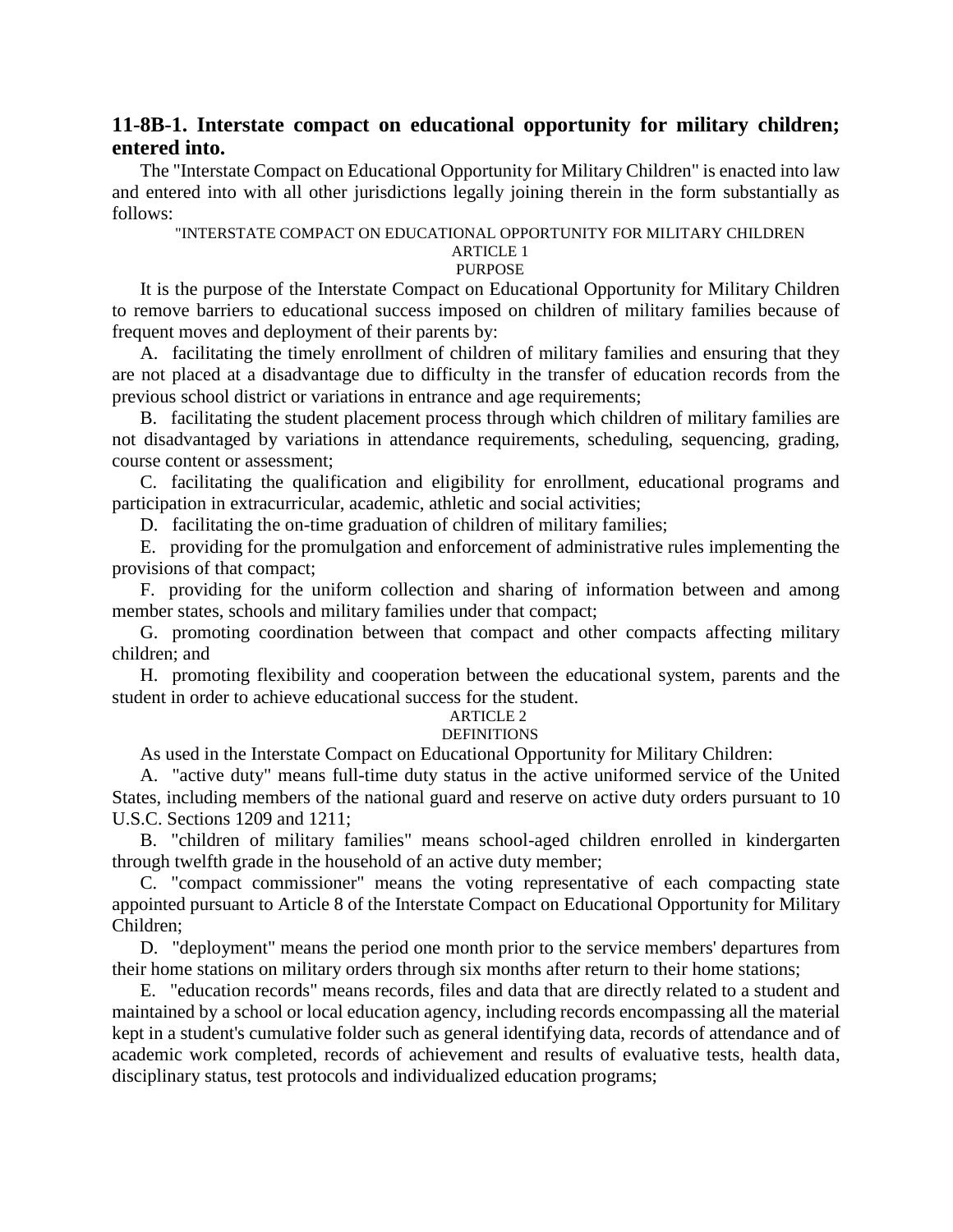## 11-8B-1. Interstate compact on educational opportunity for military children; entered into.

The "Interstate Compact on Educational Opportunity for Military Children" is enacted into law and entered into with all other jurisdictions legally joining therein in the form substantially as follows:

"INTERSTATE COMPACT ON EDUCATIONAL OPPORTUNITY FOR MILITARY CHILDREN

ARTICLE 1

PURPOSE

It is the purpose of the Interstate Compact on Educational Opportunity for Military Children to remove barriers to educational success imposed on children of military families because of frequent moves and deployment of their parents by:

A. facilitating the timely enrollment of children of military families and ensuring that they are not placed at a disadvantage due to difficulty in the transfer of education records from the previous school district or variations in entrance and age requirements;

B. facilitating the student placement process through which children of military families are not disadvantaged by variations in attendance requirements, scheduling, sequencing, grading, course content or assessment;

C. facilitating the qualification and eligibility for enrollment, educational programs and participation in extracurricular, academic, athletic and social activities;

D. facilitating the on-time graduation of children of military families;

E. providing for the promulgation and enforcement of administrative rules implementing the provisions of that compact;

F. providing for the uniform collection and sharing of information between and among member states, schools and military families under that compact;

G. promoting coordination between that compact and other compacts affecting military children; and

H. promoting flexibility and cooperation between the educational system, parents and the student in order to achieve educational success for the student.

ARTICLE 2

DEFINITIONS

As used in the Interstate Compact on Educational Opportunity for Military Children:

A. "active duty" means full-time duty status in the active uniformed service of the United States, including members of the national guard and reserve on active duty orders pursuant to 10 U.S.C. Sections 1209 and 1211;

B. "children of military families" means school-aged children enrolled in kindergarten through twelfth grade in the household of an active duty member;

C. "compact commissioner" means the voting representative of each compacting state appointed pursuant to Article 8 of the Interstate Compact on Educational Opportunity for Military Children;

D. "deployment" means the period one month prior to the service members' departures from their home stations on military orders through six months after return to their home stations;

E. "education records" means records, files and data that are directly related to a student and maintained by a school or local education agency, including records encompassing all the material kept in a student's cumulative folder such as general identifying data, records of attendance and of academic work completed, records of achievement and results of evaluative tests, health data, disciplinary status, test protocols and individualized education programs;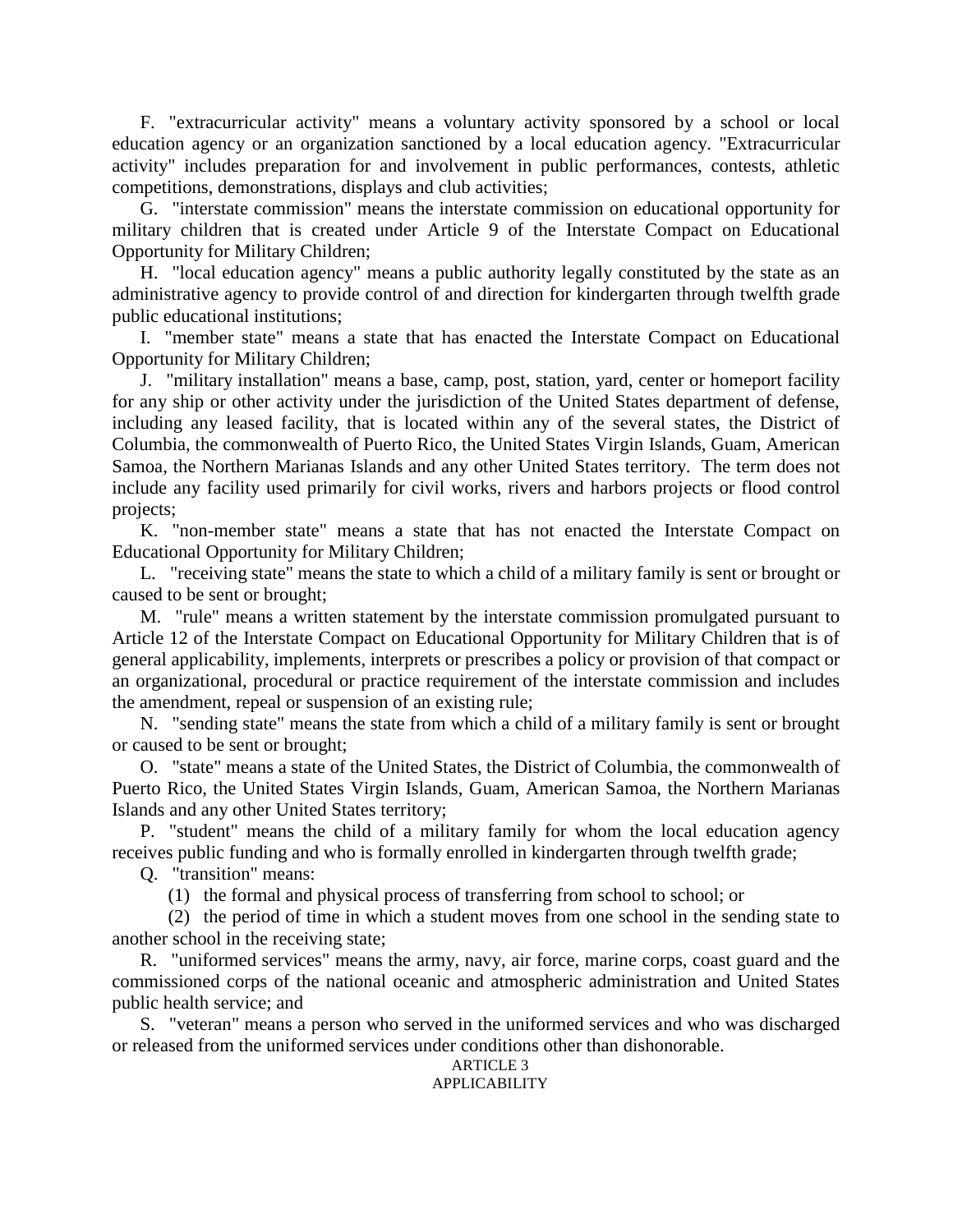F. "extracurricular activity" means a voluntary activity sponsored by a school or local education agency or an organization sanctioned by a local education agency. "Extracurricular activity" includes preparation for and involvement in public performances, contests, athletic competitions, demonstrations, displays and club activities;

G. "interstate commission" means the interstate commission on educational opportunity for military children that is created under Article 9 of the Interstate Compact on Educational Opportunity for Military Children;

H. "local education agency" means a public authority legally constituted by the state as an administrative agency to provide control of and direction for kindergarten through twelfth grade public educational institutions;

I. "member state" means a state that has enacted the Interstate Compact on Educational Opportunity for Military Children;

J. "military installation" means a base, camp, post, station, yard, center or homeport facility for any ship or other activity under the jurisdiction of the United States department of defense, including any leased facility, that is located within any of the several states, the District of Columbia, the commonwealth of Puerto Rico, the United States Virgin Islands, Guam, American Samoa, the Northern Marianas Islands and any other United States territory. The term does not include any facility used primarily for civil works, rivers and harbors projects or flood control projects;

K. "non-member state" means a state that has not enacted the Interstate Compact on Educational Opportunity for Military Children;

L. "receiving state" means the state to which a child of a military family is sent or brought or caused to be sent or brought;

M. "rule" means a written statement by the interstate commission promulgated pursuant to Article 12 of the Interstate Compact on Educational Opportunity for Military Children that is of general applicability, implements, interprets or prescribes a policy or provision of that compact or an organizational, procedural or practice requirement of the interstate commission and includes the amendment, repeal or suspension of an existing rule;

N. "sending state" means the state from which a child of a military family is sent or brought or caused to be sent or brought;

O. "state" means a state of the United States, the District of Columbia, the commonwealth of Puerto Rico, the United States Virgin Islands, Guam, American Samoa, the Northern Marianas Islands and any other United States territory;

P. "student" means the child of a military family for whom the local education agency receives public funding and who is formally enrolled in kindergarten through twelfth grade;

Q. "transition" means:

(1) the formal and physical process of transferring from school to school; or

(2) the period of time in which a student moves from one school in the sending state to another school in the receiving state;

R. "uniformed services" means the army, navy, air force, marine corps, coast guard and the commissioned corps of the national oceanic and atmospheric administration and United States public health service; and

S. "veteran" means a person who served in the uniformed services and who was discharged or released from the uniformed services under conditions other than dishonorable.

## ARTICLE 3
## APPLICABILITY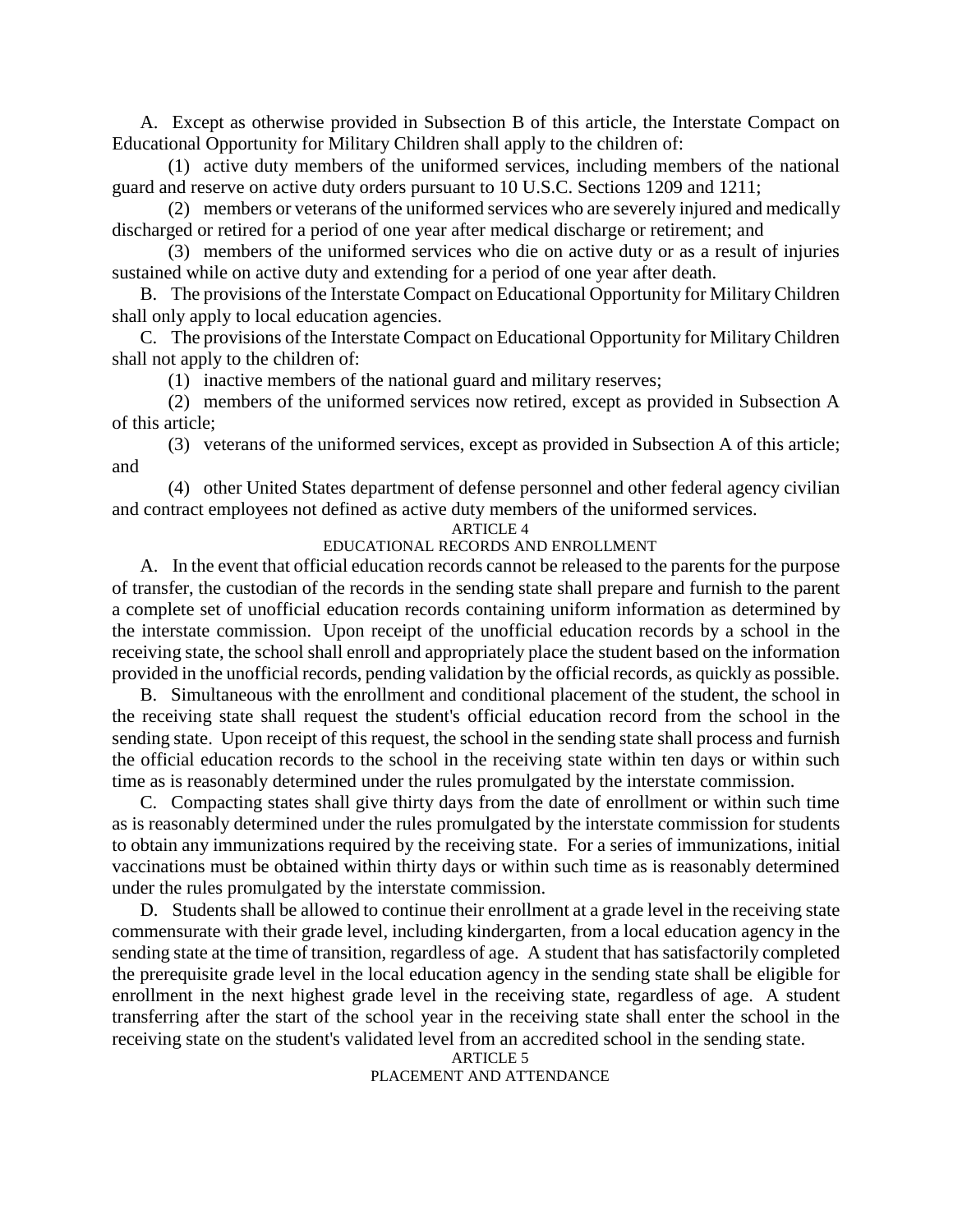A. Except as otherwise provided in Subsection B of this article, the Interstate Compact on Educational Opportunity for Military Children shall apply to the children of:

(1) active duty members of the uniformed services, including members of the national guard and reserve on active duty orders pursuant to 10 U.S.C. Sections 1209 and 1211;

(2) members or veterans of the uniformed services who are severely injured and medically discharged or retired for a period of one year after medical discharge or retirement; and

(3) members of the uniformed services who die on active duty or as a result of injuries sustained while on active duty and extending for a period of one year after death.

B. The provisions of the Interstate Compact on Educational Opportunity for Military Children shall only apply to local education agencies.

C. The provisions of the Interstate Compact on Educational Opportunity for Military Children shall not apply to the children of:

(1) inactive members of the national guard and military reserves;

(2) members of the uniformed services now retired, except as provided in Subsection A of this article;

(3) veterans of the uniformed services, except as provided in Subsection A of this article; and

(4) other United States department of defense personnel and other federal agency civilian and contract employees not defined as active duty members of the uniformed services.

ARTICLE 4

EDUCATIONAL RECORDS AND ENROLLMENT

A. In the event that official education records cannot be released to the parents for the purpose of transfer, the custodian of the records in the sending state shall prepare and furnish to the parent a complete set of unofficial education records containing uniform information as determined by the interstate commission. Upon receipt of the unofficial education records by a school in the receiving state, the school shall enroll and appropriately place the student based on the information provided in the unofficial records, pending validation by the official records, as quickly as possible.

B. Simultaneous with the enrollment and conditional placement of the student, the school in the receiving state shall request the student's official education record from the school in the sending state. Upon receipt of this request, the school in the sending state shall process and furnish the official education records to the school in the receiving state within ten days or within such time as is reasonably determined under the rules promulgated by the interstate commission.

C. Compacting states shall give thirty days from the date of enrollment or within such time as is reasonably determined under the rules promulgated by the interstate commission for students to obtain any immunizations required by the receiving state. For a series of immunizations, initial vaccinations must be obtained within thirty days or within such time as is reasonably determined under the rules promulgated by the interstate commission.

D. Students shall be allowed to continue their enrollment at a grade level in the receiving state commensurate with their grade level, including kindergarten, from a local education agency in the sending state at the time of transition, regardless of age. A student that has satisfactorily completed the prerequisite grade level in the local education agency in the sending state shall be eligible for enrollment in the next highest grade level in the receiving state, regardless of age. A student transferring after the start of the school year in the receiving state shall enter the school in the receiving state on the student's validated level from an accredited school in the sending state.

ARTICLE 5

PLACEMENT AND ATTENDANCE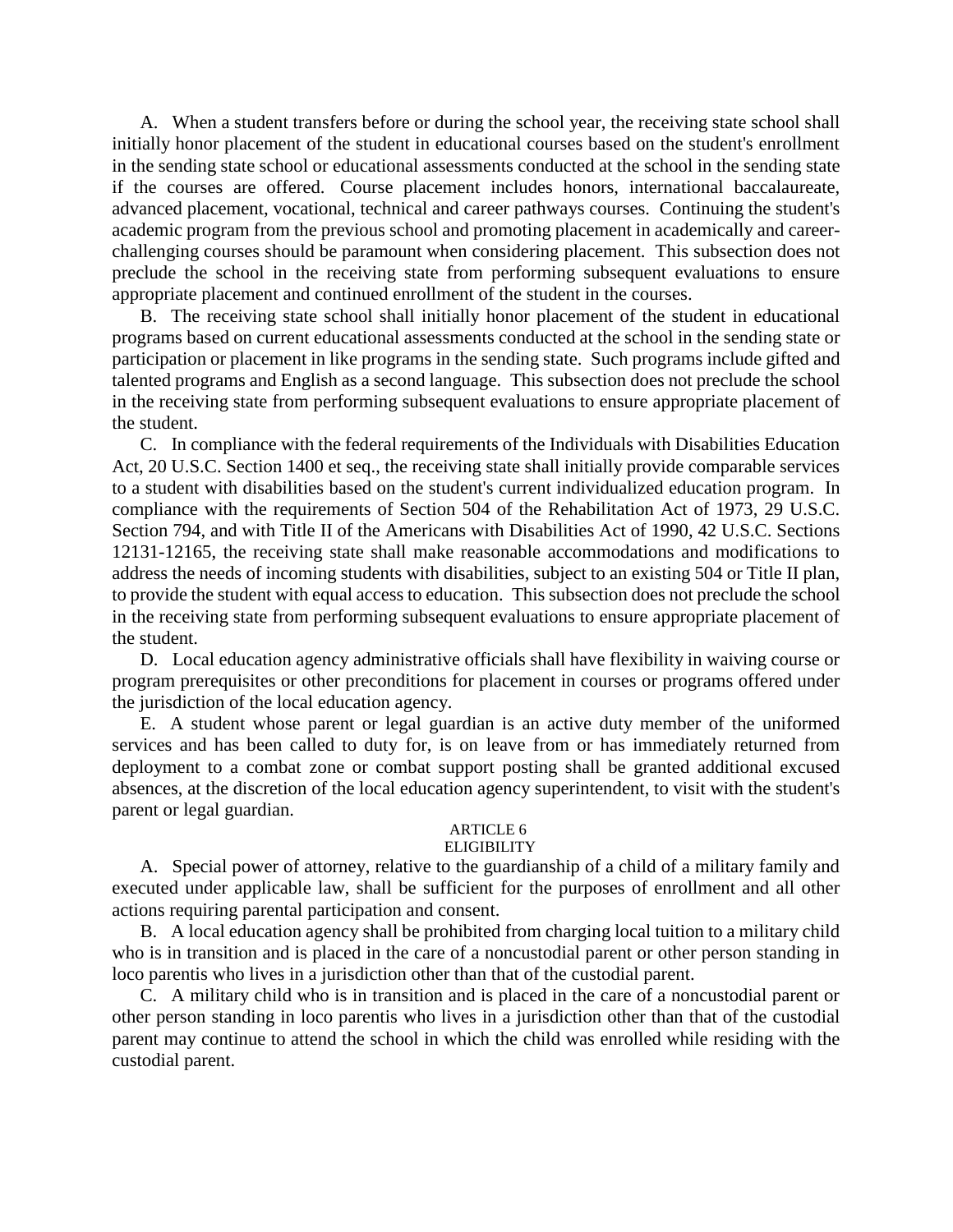A. When a student transfers before or during the school year, the receiving state school shall initially honor placement of the student in educational courses based on the student's enrollment in the sending state school or educational assessments conducted at the school in the sending state if the courses are offered. Course placement includes honors, international baccalaureate, advanced placement, vocational, technical and career pathways courses. Continuing the student's academic program from the previous school and promoting placement in academically and career-challenging courses should be paramount when considering placement. This subsection does not preclude the school in the receiving state from performing subsequent evaluations to ensure appropriate placement and continued enrollment of the student in the courses.

B. The receiving state school shall initially honor placement of the student in educational programs based on current educational assessments conducted at the school in the sending state or participation or placement in like programs in the sending state. Such programs include gifted and talented programs and English as a second language. This subsection does not preclude the school in the receiving state from performing subsequent evaluations to ensure appropriate placement of the student.

C. In compliance with the federal requirements of the Individuals with Disabilities Education Act, 20 U.S.C. Section 1400 et seq., the receiving state shall initially provide comparable services to a student with disabilities based on the student's current individualized education program. In compliance with the requirements of Section 504 of the Rehabilitation Act of 1973, 29 U.S.C. Section 794, and with Title II of the Americans with Disabilities Act of 1990, 42 U.S.C. Sections 12131-12165, the receiving state shall make reasonable accommodations and modifications to address the needs of incoming students with disabilities, subject to an existing 504 or Title II plan, to provide the student with equal access to education. This subsection does not preclude the school in the receiving state from performing subsequent evaluations to ensure appropriate placement of the student.

D. Local education agency administrative officials shall have flexibility in waiving course or program prerequisites or other preconditions for placement in courses or programs offered under the jurisdiction of the local education agency.

E. A student whose parent or legal guardian is an active duty member of the uniformed services and has been called to duty for, is on leave from or has immediately returned from deployment to a combat zone or combat support posting shall be granted additional excused absences, at the discretion of the local education agency superintendent, to visit with the student's parent or legal guardian.

ARTICLE 6

ELIGIBILITY

A. Special power of attorney, relative to the guardianship of a child of a military family and executed under applicable law, shall be sufficient for the purposes of enrollment and all other actions requiring parental participation and consent.

B. A local education agency shall be prohibited from charging local tuition to a military child who is in transition and is placed in the care of a noncustodial parent or other person standing in loco parentis who lives in a jurisdiction other than that of the custodial parent.

C. A military child who is in transition and is placed in the care of a noncustodial parent or other person standing in loco parentis who lives in a jurisdiction other than that of the custodial parent may continue to attend the school in which the child was enrolled while residing with the custodial parent.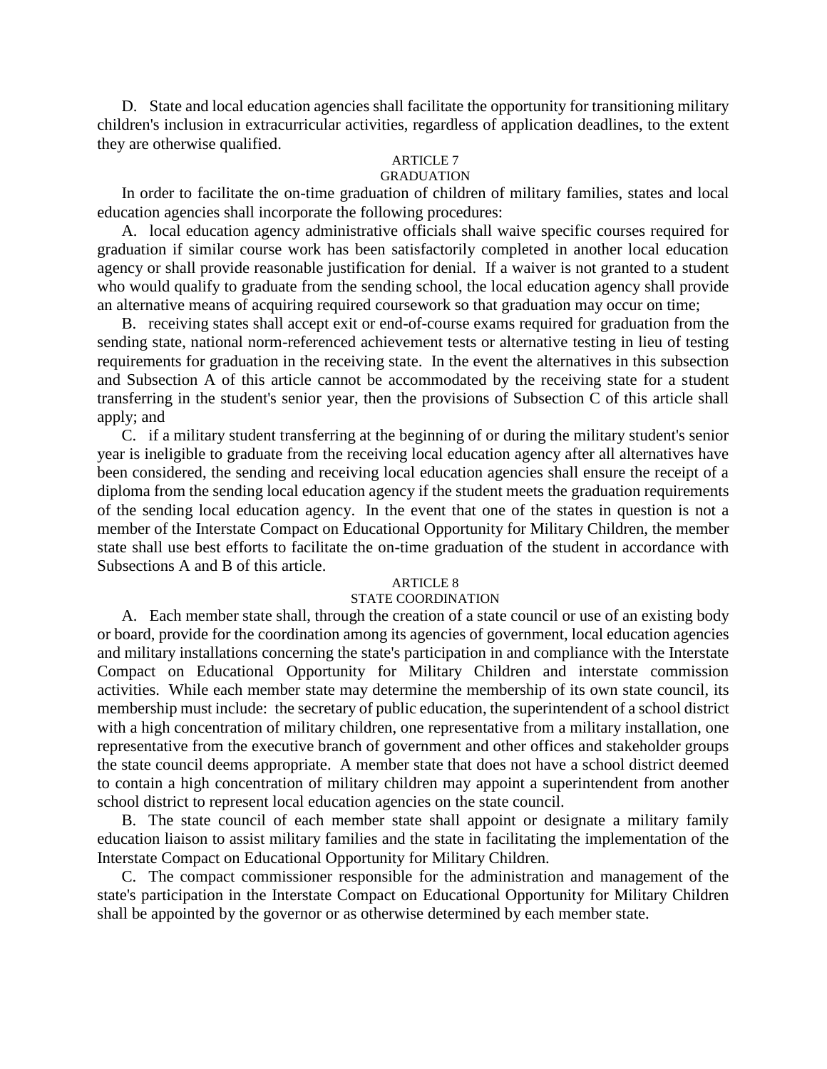D. State and local education agencies shall facilitate the opportunity for transitioning military children's inclusion in extracurricular activities, regardless of application deadlines, to the extent they are otherwise qualified.

ARTICLE 7

GRADUATION

In order to facilitate the on-time graduation of children of military families, states and local education agencies shall incorporate the following procedures:

A. local education agency administrative officials shall waive specific courses required for graduation if similar course work has been satisfactorily completed in another local education agency or shall provide reasonable justification for denial. If a waiver is not granted to a student who would qualify to graduate from the sending school, the local education agency shall provide an alternative means of acquiring required coursework so that graduation may occur on time;

B. receiving states shall accept exit or end-of-course exams required for graduation from the sending state, national norm-referenced achievement tests or alternative testing in lieu of testing requirements for graduation in the receiving state. In the event the alternatives in this subsection and Subsection A of this article cannot be accommodated by the receiving state for a student transferring in the student's senior year, then the provisions of Subsection C of this article shall apply; and

C. if a military student transferring at the beginning of or during the military student's senior year is ineligible to graduate from the receiving local education agency after all alternatives have been considered, the sending and receiving local education agencies shall ensure the receipt of a diploma from the sending local education agency if the student meets the graduation requirements of the sending local education agency. In the event that one of the states in question is not a member of the Interstate Compact on Educational Opportunity for Military Children, the member state shall use best efforts to facilitate the on-time graduation of the student in accordance with Subsections A and B of this article.

ARTICLE 8

STATE COORDINATION

A. Each member state shall, through the creation of a state council or use of an existing body or board, provide for the coordination among its agencies of government, local education agencies and military installations concerning the state's participation in and compliance with the Interstate Compact on Educational Opportunity for Military Children and interstate commission activities. While each member state may determine the membership of its own state council, its membership must include: the secretary of public education, the superintendent of a school district with a high concentration of military children, one representative from a military installation, one representative from the executive branch of government and other offices and stakeholder groups the state council deems appropriate. A member state that does not have a school district deemed to contain a high concentration of military children may appoint a superintendent from another school district to represent local education agencies on the state council.

B. The state council of each member state shall appoint or designate a military family education liaison to assist military families and the state in facilitating the implementation of the Interstate Compact on Educational Opportunity for Military Children.

C. The compact commissioner responsible for the administration and management of the state's participation in the Interstate Compact on Educational Opportunity for Military Children shall be appointed by the governor or as otherwise determined by each member state.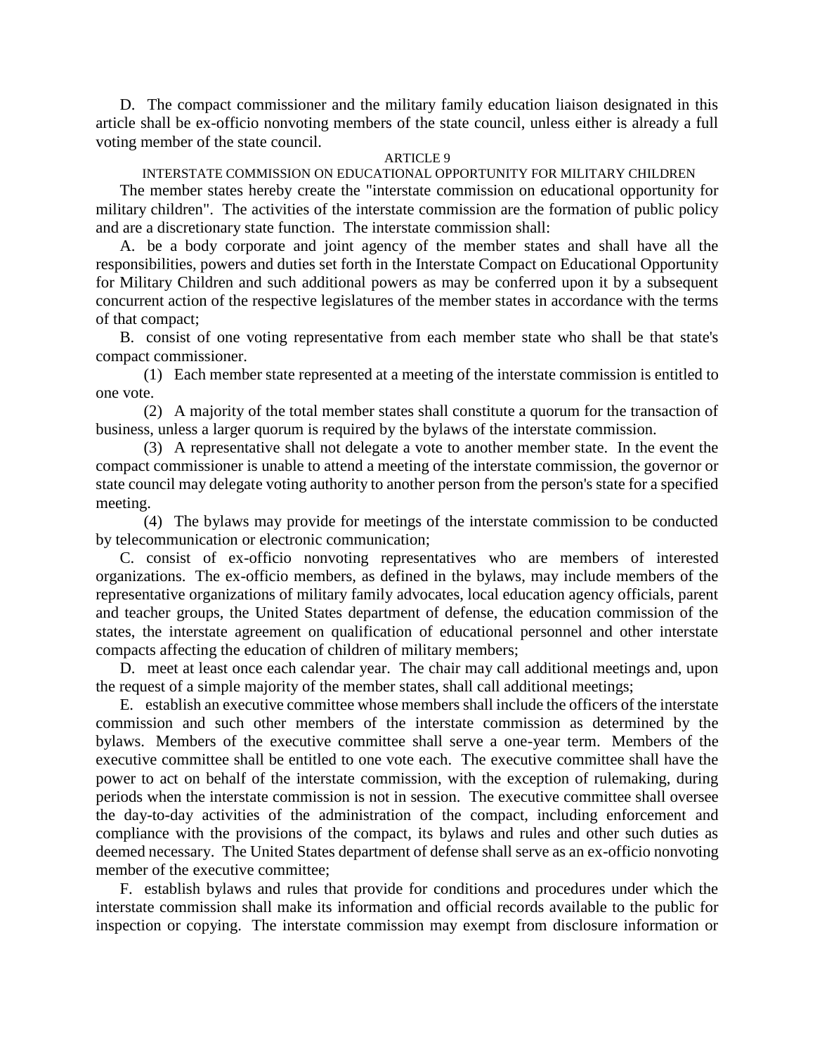D. The compact commissioner and the military family education liaison designated in this article shall be ex-officio nonvoting members of the state council, unless either is already a full voting member of the state council.

ARTICLE 9

INTERSTATE COMMISSION ON EDUCATIONAL OPPORTUNITY FOR MILITARY CHILDREN

The member states hereby create the "interstate commission on educational opportunity for military children". The activities of the interstate commission are the formation of public policy and are a discretionary state function. The interstate commission shall:

A. be a body corporate and joint agency of the member states and shall have all the responsibilities, powers and duties set forth in the Interstate Compact on Educational Opportunity for Military Children and such additional powers as may be conferred upon it by a subsequent concurrent action of the respective legislatures of the member states in accordance with the terms of that compact;

B. consist of one voting representative from each member state who shall be that state's compact commissioner.

(1) Each member state represented at a meeting of the interstate commission is entitled to one vote.

(2) A majority of the total member states shall constitute a quorum for the transaction of business, unless a larger quorum is required by the bylaws of the interstate commission.

(3) A representative shall not delegate a vote to another member state. In the event the compact commissioner is unable to attend a meeting of the interstate commission, the governor or state council may delegate voting authority to another person from the person's state for a specified meeting.

(4) The bylaws may provide for meetings of the interstate commission to be conducted by telecommunication or electronic communication;

C. consist of ex-officio nonvoting representatives who are members of interested organizations. The ex-officio members, as defined in the bylaws, may include members of the representative organizations of military family advocates, local education agency officials, parent and teacher groups, the United States department of defense, the education commission of the states, the interstate agreement on qualification of educational personnel and other interstate compacts affecting the education of children of military members;

D. meet at least once each calendar year. The chair may call additional meetings and, upon the request of a simple majority of the member states, shall call additional meetings;

E. establish an executive committee whose members shall include the officers of the interstate commission and such other members of the interstate commission as determined by the bylaws. Members of the executive committee shall serve a one-year term. Members of the executive committee shall be entitled to one vote each. The executive committee shall have the power to act on behalf of the interstate commission, with the exception of rulemaking, during periods when the interstate commission is not in session. The executive committee shall oversee the day-to-day activities of the administration of the compact, including enforcement and compliance with the provisions of the compact, its bylaws and rules and other such duties as deemed necessary. The United States department of defense shall serve as an ex-officio nonvoting member of the executive committee;

F. establish bylaws and rules that provide for conditions and procedures under which the interstate commission shall make its information and official records available to the public for inspection or copying. The interstate commission may exempt from disclosure information or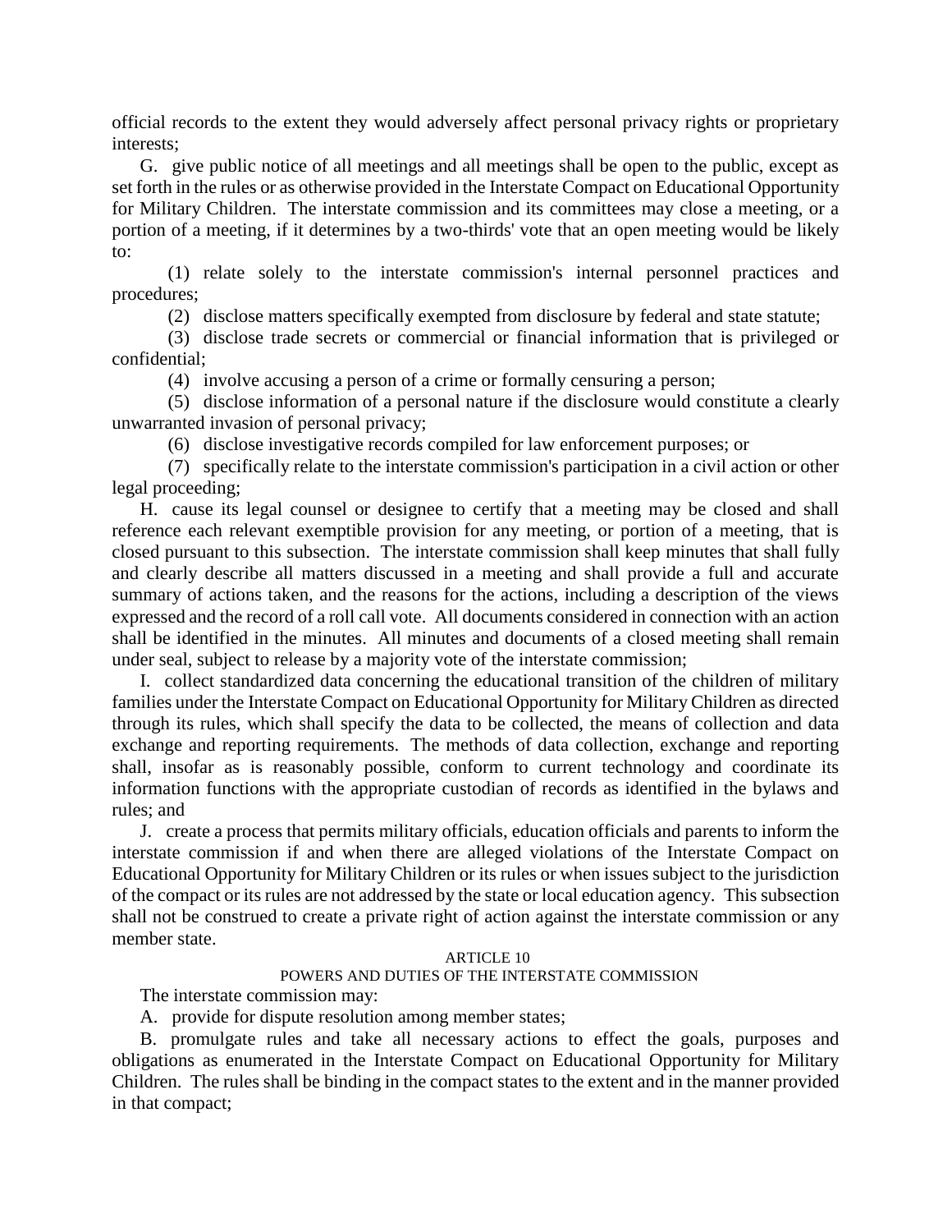official records to the extent they would adversely affect personal privacy rights or proprietary interests;

G. give public notice of all meetings and all meetings shall be open to the public, except as set forth in the rules or as otherwise provided in the Interstate Compact on Educational Opportunity for Military Children. The interstate commission and its committees may close a meeting, or a portion of a meeting, if it determines by a two-thirds' vote that an open meeting would be likely to:

(1) relate solely to the interstate commission's internal personnel practices and procedures;

(2) disclose matters specifically exempted from disclosure by federal and state statute;

(3) disclose trade secrets or commercial or financial information that is privileged or confidential;

(4) involve accusing a person of a crime or formally censuring a person;

(5) disclose information of a personal nature if the disclosure would constitute a clearly unwarranted invasion of personal privacy;

(6) disclose investigative records compiled for law enforcement purposes; or

(7) specifically relate to the interstate commission's participation in a civil action or other legal proceeding;

H. cause its legal counsel or designee to certify that a meeting may be closed and shall reference each relevant exemptible provision for any meeting, or portion of a meeting, that is closed pursuant to this subsection. The interstate commission shall keep minutes that shall fully and clearly describe all matters discussed in a meeting and shall provide a full and accurate summary of actions taken, and the reasons for the actions, including a description of the views expressed and the record of a roll call vote. All documents considered in connection with an action shall be identified in the minutes. All minutes and documents of a closed meeting shall remain under seal, subject to release by a majority vote of the interstate commission;

I. collect standardized data concerning the educational transition of the children of military families under the Interstate Compact on Educational Opportunity for Military Children as directed through its rules, which shall specify the data to be collected, the means of collection and data exchange and reporting requirements. The methods of data collection, exchange and reporting shall, insofar as is reasonably possible, conform to current technology and coordinate its information functions with the appropriate custodian of records as identified in the bylaws and rules; and

J. create a process that permits military officials, education officials and parents to inform the interstate commission if and when there are alleged violations of the Interstate Compact on Educational Opportunity for Military Children or its rules or when issues subject to the jurisdiction of the compact or its rules are not addressed by the state or local education agency. This subsection shall not be construed to create a private right of action against the interstate commission or any member state.

ARTICLE 10

POWERS AND DUTIES OF THE INTERSTATE COMMISSION

The interstate commission may:

A. provide for dispute resolution among member states;

B. promulgate rules and take all necessary actions to effect the goals, purposes and obligations as enumerated in the Interstate Compact on Educational Opportunity for Military Children. The rules shall be binding in the compact states to the extent and in the manner provided in that compact;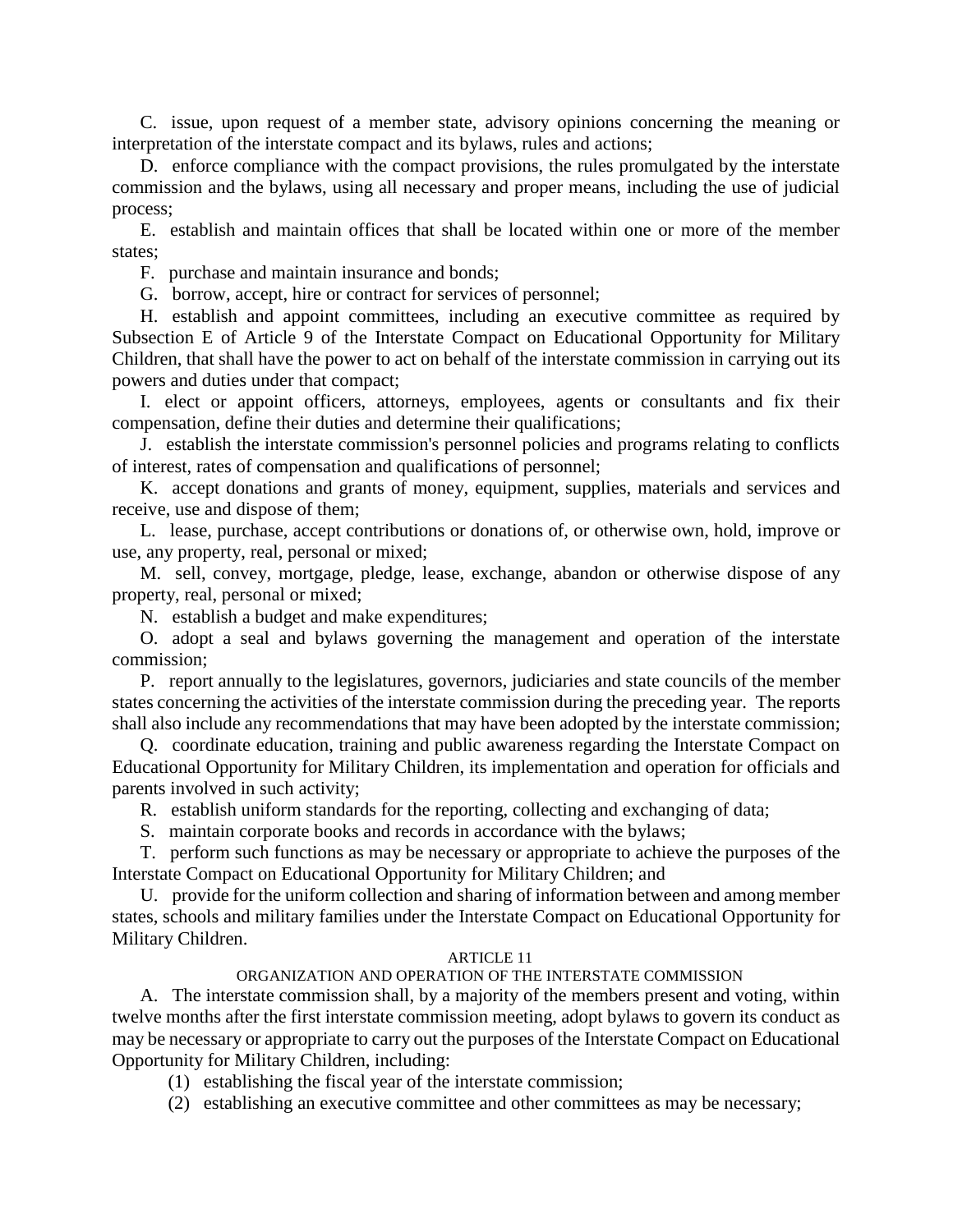C. issue, upon request of a member state, advisory opinions concerning the meaning or interpretation of the interstate compact and its bylaws, rules and actions;

D. enforce compliance with the compact provisions, the rules promulgated by the interstate commission and the bylaws, using all necessary and proper means, including the use of judicial process;

E. establish and maintain offices that shall be located within one or more of the member states;

F. purchase and maintain insurance and bonds;

G. borrow, accept, hire or contract for services of personnel;

H. establish and appoint committees, including an executive committee as required by Subsection E of Article 9 of the Interstate Compact on Educational Opportunity for Military Children, that shall have the power to act on behalf of the interstate commission in carrying out its powers and duties under that compact;

I. elect or appoint officers, attorneys, employees, agents or consultants and fix their compensation, define their duties and determine their qualifications;

J. establish the interstate commission's personnel policies and programs relating to conflicts of interest, rates of compensation and qualifications of personnel;

K. accept donations and grants of money, equipment, supplies, materials and services and receive, use and dispose of them;

L. lease, purchase, accept contributions or donations of, or otherwise own, hold, improve or use, any property, real, personal or mixed;

M. sell, convey, mortgage, pledge, lease, exchange, abandon or otherwise dispose of any property, real, personal or mixed;

N. establish a budget and make expenditures;

O. adopt a seal and bylaws governing the management and operation of the interstate commission;

P. report annually to the legislatures, governors, judiciaries and state councils of the member states concerning the activities of the interstate commission during the preceding year. The reports shall also include any recommendations that may have been adopted by the interstate commission;

Q. coordinate education, training and public awareness regarding the Interstate Compact on Educational Opportunity for Military Children, its implementation and operation for officials and parents involved in such activity;

R. establish uniform standards for the reporting, collecting and exchanging of data;

S. maintain corporate books and records in accordance with the bylaws;

T. perform such functions as may be necessary or appropriate to achieve the purposes of the Interstate Compact on Educational Opportunity for Military Children; and

U. provide for the uniform collection and sharing of information between and among member states, schools and military families under the Interstate Compact on Educational Opportunity for Military Children.

ARTICLE 11

ORGANIZATION AND OPERATION OF THE INTERSTATE COMMISSION

A. The interstate commission shall, by a majority of the members present and voting, within twelve months after the first interstate commission meeting, adopt bylaws to govern its conduct as may be necessary or appropriate to carry out the purposes of the Interstate Compact on Educational Opportunity for Military Children, including:

(1) establishing the fiscal year of the interstate commission;

(2) establishing an executive committee and other committees as may be necessary;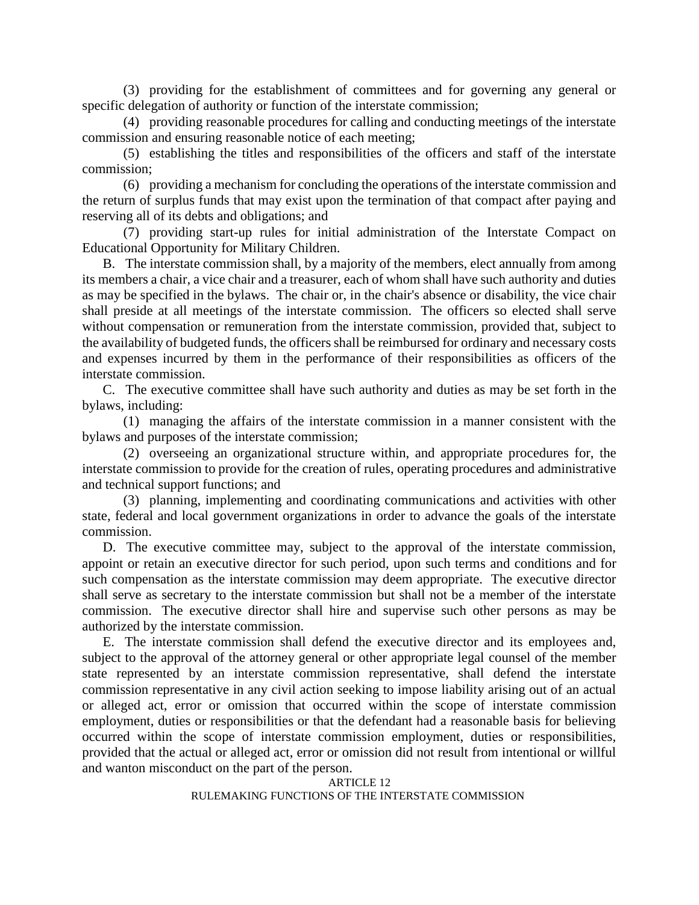(3) providing for the establishment of committees and for governing any general or specific delegation of authority or function of the interstate commission;

(4) providing reasonable procedures for calling and conducting meetings of the interstate commission and ensuring reasonable notice of each meeting;

(5) establishing the titles and responsibilities of the officers and staff of the interstate commission;

(6) providing a mechanism for concluding the operations of the interstate commission and the return of surplus funds that may exist upon the termination of that compact after paying and reserving all of its debts and obligations; and

(7) providing start-up rules for initial administration of the Interstate Compact on Educational Opportunity for Military Children.

B. The interstate commission shall, by a majority of the members, elect annually from among its members a chair, a vice chair and a treasurer, each of whom shall have such authority and duties as may be specified in the bylaws. The chair or, in the chair's absence or disability, the vice chair shall preside at all meetings of the interstate commission. The officers so elected shall serve without compensation or remuneration from the interstate commission, provided that, subject to the availability of budgeted funds, the officers shall be reimbursed for ordinary and necessary costs and expenses incurred by them in the performance of their responsibilities as officers of the interstate commission.

C. The executive committee shall have such authority and duties as may be set forth in the bylaws, including:

(1) managing the affairs of the interstate commission in a manner consistent with the bylaws and purposes of the interstate commission;

(2) overseeing an organizational structure within, and appropriate procedures for, the interstate commission to provide for the creation of rules, operating procedures and administrative and technical support functions; and

(3) planning, implementing and coordinating communications and activities with other state, federal and local government organizations in order to advance the goals of the interstate commission.

D. The executive committee may, subject to the approval of the interstate commission, appoint or retain an executive director for such period, upon such terms and conditions and for such compensation as the interstate commission may deem appropriate. The executive director shall serve as secretary to the interstate commission but shall not be a member of the interstate commission. The executive director shall hire and supervise such other persons as may be authorized by the interstate commission.

E. The interstate commission shall defend the executive director and its employees and, subject to the approval of the attorney general or other appropriate legal counsel of the member state represented by an interstate commission representative, shall defend the interstate commission representative in any civil action seeking to impose liability arising out of an actual or alleged act, error or omission that occurred within the scope of interstate commission employment, duties or responsibilities or that the defendant had a reasonable basis for believing occurred within the scope of interstate commission employment, duties or responsibilities, provided that the actual or alleged act, error or omission did not result from intentional or willful and wanton misconduct on the part of the person.

## ARTICLE 12
## RULEMAKING FUNCTIONS OF THE INTERSTATE COMMISSION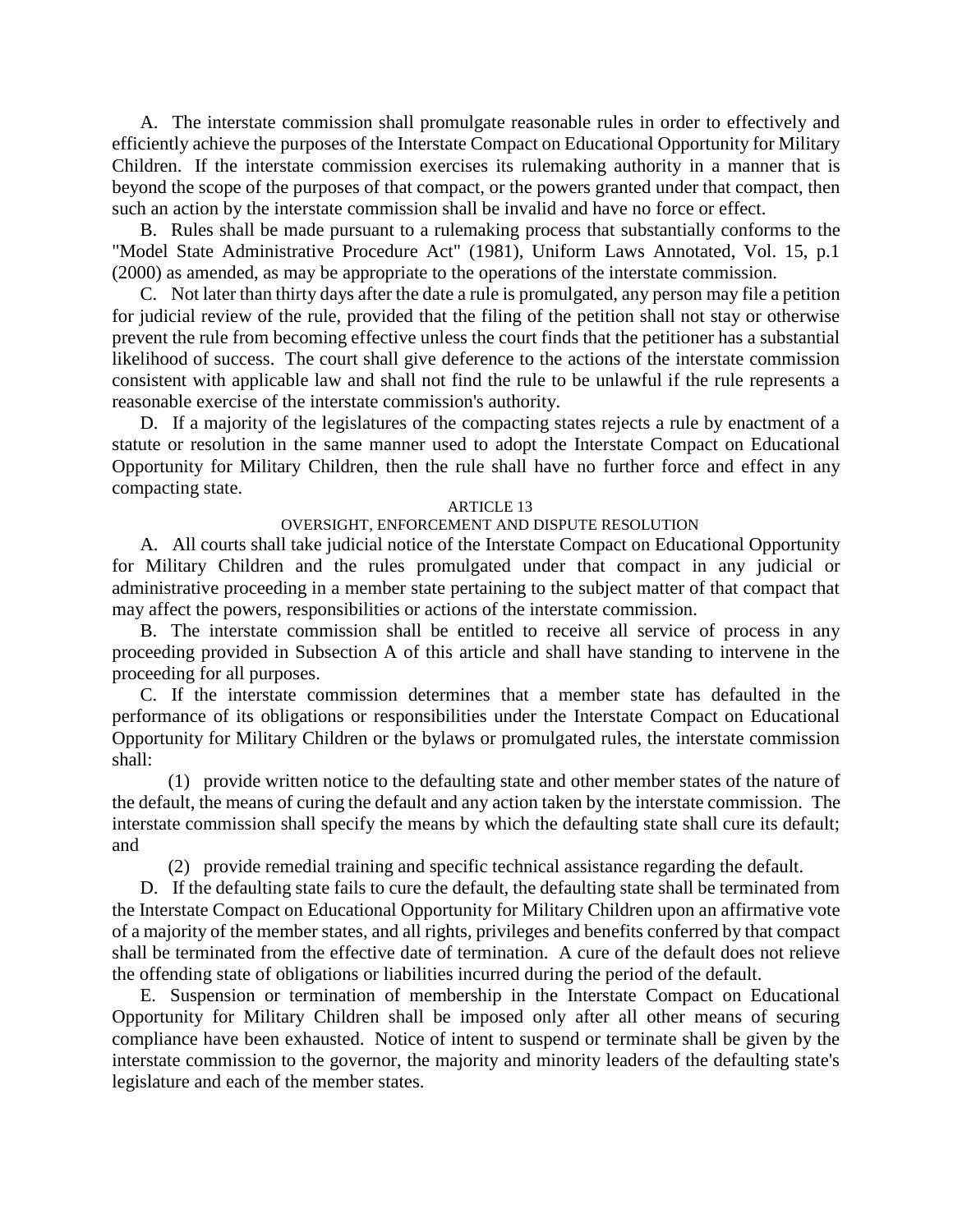A. The interstate commission shall promulgate reasonable rules in order to effectively and efficiently achieve the purposes of the Interstate Compact on Educational Opportunity for Military Children. If the interstate commission exercises its rulemaking authority in a manner that is beyond the scope of the purposes of that compact, or the powers granted under that compact, then such an action by the interstate commission shall be invalid and have no force or effect.

B. Rules shall be made pursuant to a rulemaking process that substantially conforms to the "Model State Administrative Procedure Act" (1981), Uniform Laws Annotated, Vol. 15, p.1 (2000) as amended, as may be appropriate to the operations of the interstate commission.

C. Not later than thirty days after the date a rule is promulgated, any person may file a petition for judicial review of the rule, provided that the filing of the petition shall not stay or otherwise prevent the rule from becoming effective unless the court finds that the petitioner has a substantial likelihood of success. The court shall give deference to the actions of the interstate commission consistent with applicable law and shall not find the rule to be unlawful if the rule represents a reasonable exercise of the interstate commission's authority.

D. If a majority of the legislatures of the compacting states rejects a rule by enactment of a statute or resolution in the same manner used to adopt the Interstate Compact on Educational Opportunity for Military Children, then the rule shall have no further force and effect in any compacting state.

ARTICLE 13

OVERSIGHT, ENFORCEMENT AND DISPUTE RESOLUTION

A. All courts shall take judicial notice of the Interstate Compact on Educational Opportunity for Military Children and the rules promulgated under that compact in any judicial or administrative proceeding in a member state pertaining to the subject matter of that compact that may affect the powers, responsibilities or actions of the interstate commission.

B. The interstate commission shall be entitled to receive all service of process in any proceeding provided in Subsection A of this article and shall have standing to intervene in the proceeding for all purposes.

C. If the interstate commission determines that a member state has defaulted in the performance of its obligations or responsibilities under the Interstate Compact on Educational Opportunity for Military Children or the bylaws or promulgated rules, the interstate commission shall:

(1) provide written notice to the defaulting state and other member states of the nature of the default, the means of curing the default and any action taken by the interstate commission. The interstate commission shall specify the means by which the defaulting state shall cure its default; and

(2) provide remedial training and specific technical assistance regarding the default.

D. If the defaulting state fails to cure the default, the defaulting state shall be terminated from the Interstate Compact on Educational Opportunity for Military Children upon an affirmative vote of a majority of the member states, and all rights, privileges and benefits conferred by that compact shall be terminated from the effective date of termination. A cure of the default does not relieve the offending state of obligations or liabilities incurred during the period of the default.

E. Suspension or termination of membership in the Interstate Compact on Educational Opportunity for Military Children shall be imposed only after all other means of securing compliance have been exhausted. Notice of intent to suspend or terminate shall be given by the interstate commission to the governor, the majority and minority leaders of the defaulting state's legislature and each of the member states.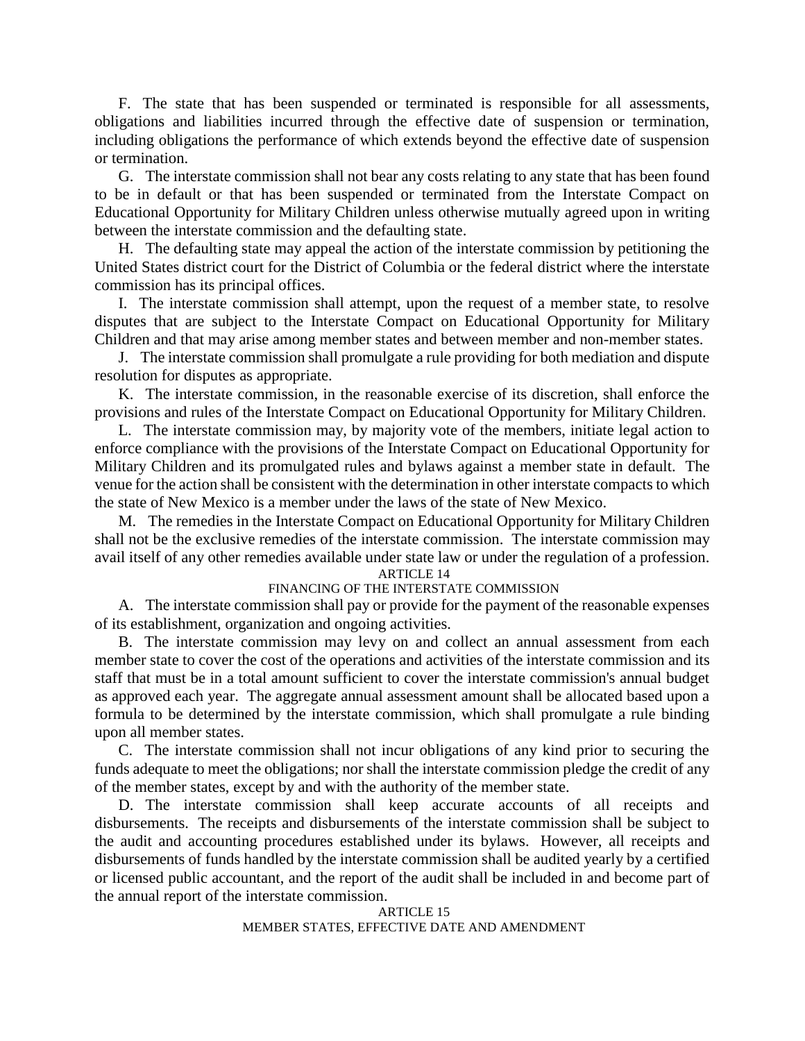F. The state that has been suspended or terminated is responsible for all assessments, obligations and liabilities incurred through the effective date of suspension or termination, including obligations the performance of which extends beyond the effective date of suspension or termination.

G. The interstate commission shall not bear any costs relating to any state that has been found to be in default or that has been suspended or terminated from the Interstate Compact on Educational Opportunity for Military Children unless otherwise mutually agreed upon in writing between the interstate commission and the defaulting state.

H. The defaulting state may appeal the action of the interstate commission by petitioning the United States district court for the District of Columbia or the federal district where the interstate commission has its principal offices.

I. The interstate commission shall attempt, upon the request of a member state, to resolve disputes that are subject to the Interstate Compact on Educational Opportunity for Military Children and that may arise among member states and between member and non-member states.

J. The interstate commission shall promulgate a rule providing for both mediation and dispute resolution for disputes as appropriate.

K. The interstate commission, in the reasonable exercise of its discretion, shall enforce the provisions and rules of the Interstate Compact on Educational Opportunity for Military Children.

L. The interstate commission may, by majority vote of the members, initiate legal action to enforce compliance with the provisions of the Interstate Compact on Educational Opportunity for Military Children and its promulgated rules and bylaws against a member state in default. The venue for the action shall be consistent with the determination in other interstate compacts to which the state of New Mexico is a member under the laws of the state of New Mexico.

M. The remedies in the Interstate Compact on Educational Opportunity for Military Children shall not be the exclusive remedies of the interstate commission. The interstate commission may avail itself of any other remedies available under state law or under the regulation of a profession.

ARTICLE 14

FINANCING OF THE INTERSTATE COMMISSION

A. The interstate commission shall pay or provide for the payment of the reasonable expenses of its establishment, organization and ongoing activities.

B. The interstate commission may levy on and collect an annual assessment from each member state to cover the cost of the operations and activities of the interstate commission and its staff that must be in a total amount sufficient to cover the interstate commission's annual budget as approved each year. The aggregate annual assessment amount shall be allocated based upon a formula to be determined by the interstate commission, which shall promulgate a rule binding upon all member states.

C. The interstate commission shall not incur obligations of any kind prior to securing the funds adequate to meet the obligations; nor shall the interstate commission pledge the credit of any of the member states, except by and with the authority of the member state.

D. The interstate commission shall keep accurate accounts of all receipts and disbursements. The receipts and disbursements of the interstate commission shall be subject to the audit and accounting procedures established under its bylaws. However, all receipts and disbursements of funds handled by the interstate commission shall be audited yearly by a certified or licensed public accountant, and the report of the audit shall be included in and become part of the annual report of the interstate commission.

ARTICLE 15

MEMBER STATES, EFFECTIVE DATE AND AMENDMENT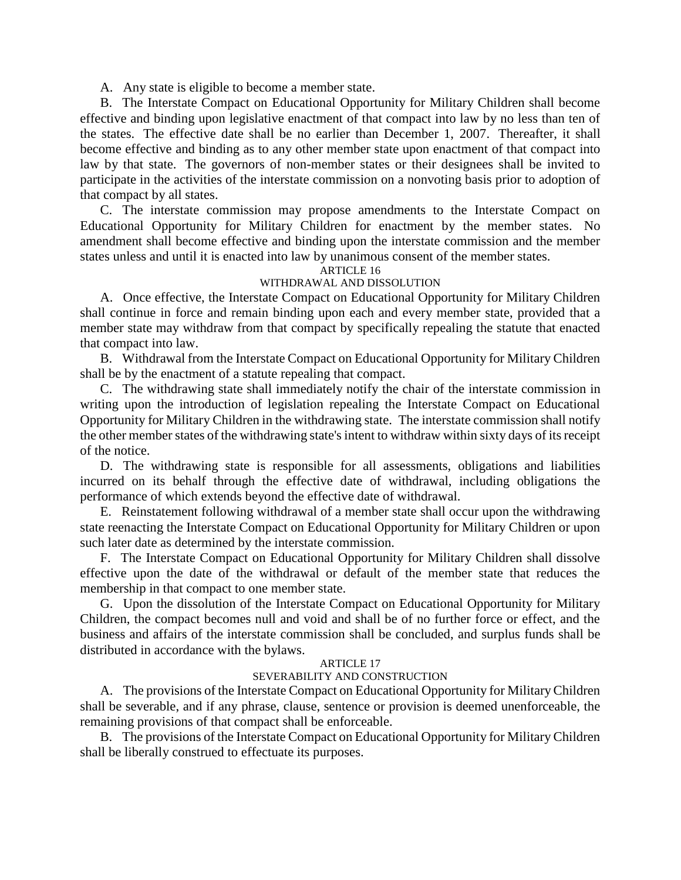A. Any state is eligible to become a member state.

B. The Interstate Compact on Educational Opportunity for Military Children shall become effective and binding upon legislative enactment of that compact into law by no less than ten of the states. The effective date shall be no earlier than December 1, 2007. Thereafter, it shall become effective and binding as to any other member state upon enactment of that compact into law by that state. The governors of non-member states or their designees shall be invited to participate in the activities of the interstate commission on a nonvoting basis prior to adoption of that compact by all states.

C. The interstate commission may propose amendments to the Interstate Compact on Educational Opportunity for Military Children for enactment by the member states. No amendment shall become effective and binding upon the interstate commission and the member states unless and until it is enacted into law by unanimous consent of the member states.

### ARTICLE 16
### WITHDRAWAL AND DISSOLUTION

A. Once effective, the Interstate Compact on Educational Opportunity for Military Children shall continue in force and remain binding upon each and every member state, provided that a member state may withdraw from that compact by specifically repealing the statute that enacted that compact into law.

B. Withdrawal from the Interstate Compact on Educational Opportunity for Military Children shall be by the enactment of a statute repealing that compact.

C. The withdrawing state shall immediately notify the chair of the interstate commission in writing upon the introduction of legislation repealing the Interstate Compact on Educational Opportunity for Military Children in the withdrawing state. The interstate commission shall notify the other member states of the withdrawing state's intent to withdraw within sixty days of its receipt of the notice.

D. The withdrawing state is responsible for all assessments, obligations and liabilities incurred on its behalf through the effective date of withdrawal, including obligations the performance of which extends beyond the effective date of withdrawal.

E. Reinstatement following withdrawal of a member state shall occur upon the withdrawing state reenacting the Interstate Compact on Educational Opportunity for Military Children or upon such later date as determined by the interstate commission.

F. The Interstate Compact on Educational Opportunity for Military Children shall dissolve effective upon the date of the withdrawal or default of the member state that reduces the membership in that compact to one member state.

G. Upon the dissolution of the Interstate Compact on Educational Opportunity for Military Children, the compact becomes null and void and shall be of no further force or effect, and the business and affairs of the interstate commission shall be concluded, and surplus funds shall be distributed in accordance with the bylaws.

### ARTICLE 17
### SEVERABILITY AND CONSTRUCTION

A. The provisions of the Interstate Compact on Educational Opportunity for Military Children shall be severable, and if any phrase, clause, sentence or provision is deemed unenforceable, the remaining provisions of that compact shall be enforceable.

B. The provisions of the Interstate Compact on Educational Opportunity for Military Children shall be liberally construed to effectuate its purposes.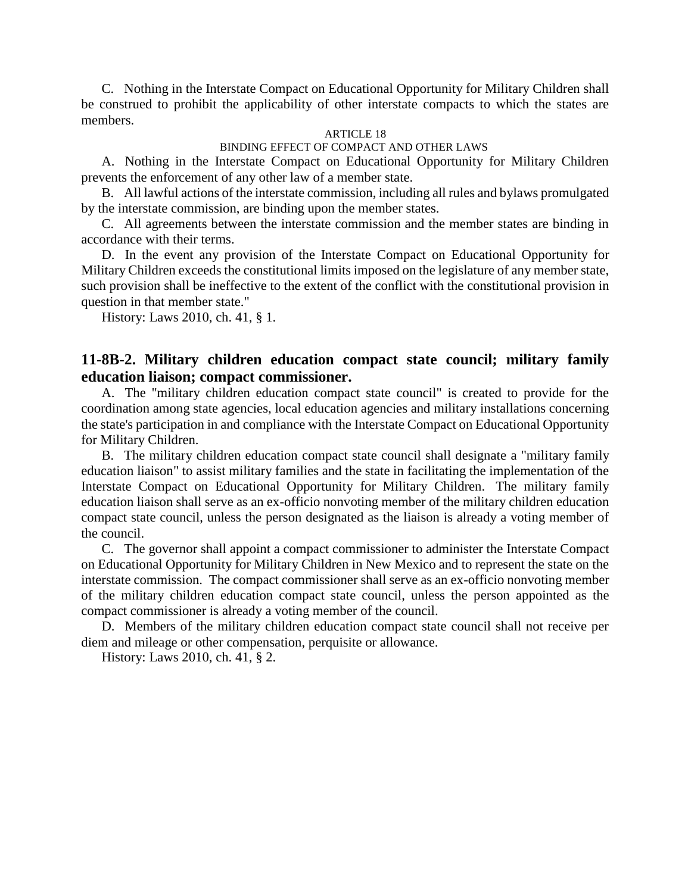C. Nothing in the Interstate Compact on Educational Opportunity for Military Children shall be construed to prohibit the applicability of other interstate compacts to which the states are members.

ARTICLE 18

BINDING EFFECT OF COMPACT AND OTHER LAWS

A. Nothing in the Interstate Compact on Educational Opportunity for Military Children prevents the enforcement of any other law of a member state.

B. All lawful actions of the interstate commission, including all rules and bylaws promulgated by the interstate commission, are binding upon the member states.

C. All agreements between the interstate commission and the member states are binding in accordance with their terms.

D. In the event any provision of the Interstate Compact on Educational Opportunity for Military Children exceeds the constitutional limits imposed on the legislature of any member state, such provision shall be ineffective to the extent of the conflict with the constitutional provision in question in that member state."

History: Laws 2010, ch. 41, § 1.

## 11-8B-2. Military children education compact state council; military family education liaison; compact commissioner.

A. The "military children education compact state council" is created to provide for the coordination among state agencies, local education agencies and military installations concerning the state's participation in and compliance with the Interstate Compact on Educational Opportunity for Military Children.

B. The military children education compact state council shall designate a "military family education liaison" to assist military families and the state in facilitating the implementation of the Interstate Compact on Educational Opportunity for Military Children. The military family education liaison shall serve as an ex-officio nonvoting member of the military children education compact state council, unless the person designated as the liaison is already a voting member of the council.

C. The governor shall appoint a compact commissioner to administer the Interstate Compact on Educational Opportunity for Military Children in New Mexico and to represent the state on the interstate commission. The compact commissioner shall serve as an ex-officio nonvoting member of the military children education compact state council, unless the person appointed as the compact commissioner is already a voting member of the council.

D. Members of the military children education compact state council shall not receive per diem and mileage or other compensation, perquisite or allowance.

History: Laws 2010, ch. 41, § 2.